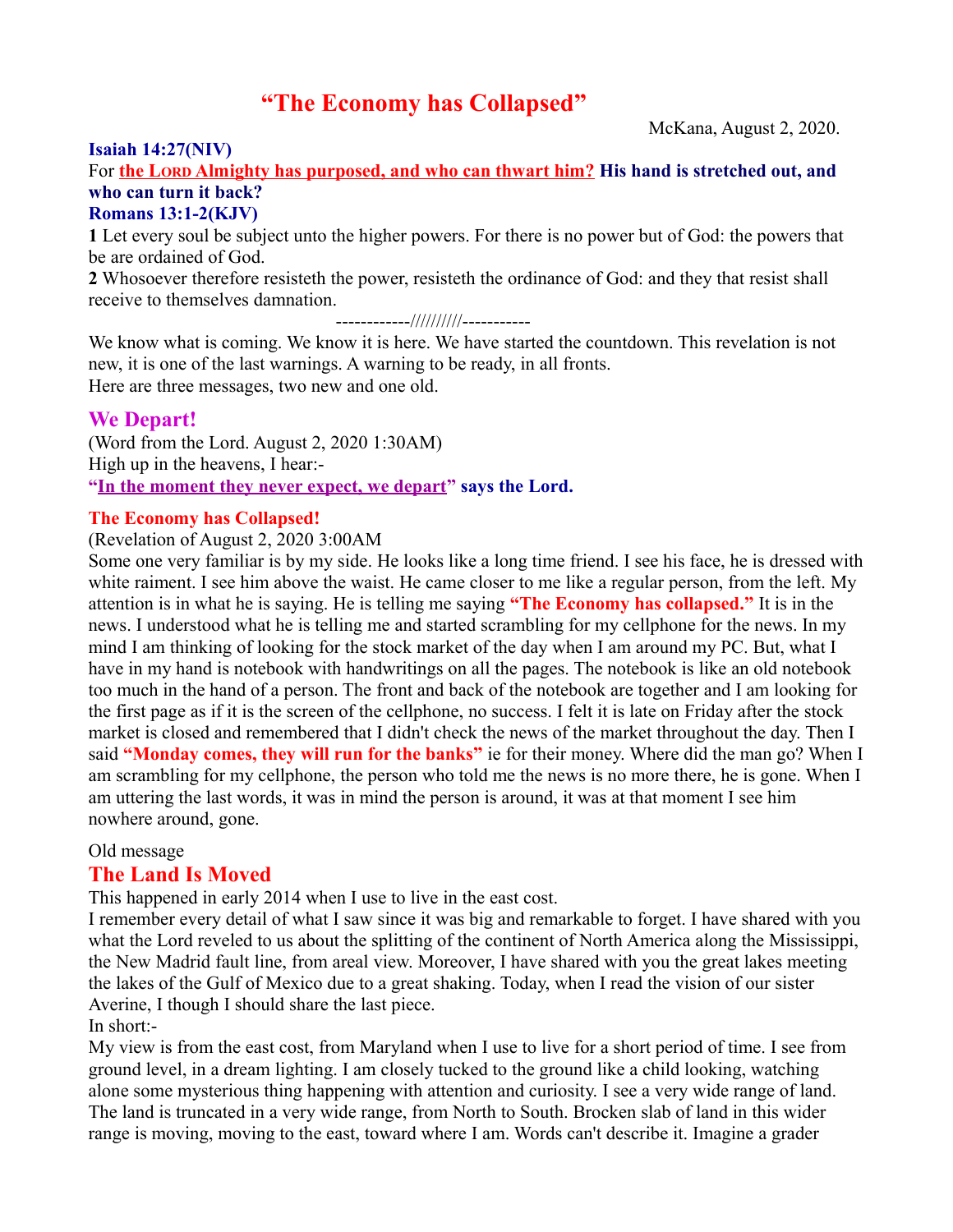# "The Economy has Collapsed"

McKana, August 2, 2020.

**Isaiah 14:27(NIV)**

For **the LORD Almighty has purposed, and who can thwart him? His hand is stretched out, and who can turn it back?**

**Romans 13:1-2(KJV)**

**1** Let every soul be subject unto the higher powers. For there is no power but of God: the powers that be are ordained of God.

**2** Whosoever therefore resisteth the power, resisteth the ordinance of God: and they that resist shall receive to themselves damnation.

------------//////////-----------

We know what is coming. We know it is here. We have started the countdown. This revelation is not new, it is one of the last warnings. A warning to be ready, in all fronts.

Here are three messages, two new and one old.

## We Depart!

(Word from the Lord. August 2, 2020 1:30AM)

High up in the heavens, I hear:-

**"In the moment they never expect, we depart" says the Lord.**

### The Economy has Collapsed!

(Revelation of August 2, 2020 3:00AM

Some one very familiar is by my side. He looks like a long time friend. I see his face, he is dressed with white raiment. I see him above the waist. He came closer to me like a regular person, from the left. My attention is in what he is saying. He is telling me saying **"The Economy has collapsed."** It is in the news. I understood what he is telling me and started scrambling for my cellphone for the news. In my mind I am thinking of looking for the stock market of the day when I am around my PC. But, what I have in my hand is notebook with handwritings on all the pages. The notebook is like an old notebook too much in the hand of a person. The front and back of the notebook are together and I am looking for the first page as if it is the screen of the cellphone, no success. I felt it is late on Friday after the stock market is closed and remembered that I didn't check the news of the market throughout the day. Then I said **"Monday comes, they will run for the banks"** ie for their money. Where did the man go? When I am scrambling for my cellphone, the person who told me the news is no more there, he is gone. When I am uttering the last words, it was in mind the person is around, it was at that moment I see him nowhere around, gone.

Old message

## The Land Is Moved

This happened in early 2014 when I use to live in the east cost.

I remember every detail of what I saw since it was big and remarkable to forget. I have shared with you what the Lord reveled to us about the splitting of the continent of North America along the Mississippi, the New Madrid fault line, from areal view. Moreover, I have shared with you the great lakes meeting the lakes of the Gulf of Mexico due to a great shaking. Today, when I read the vision of our sister Averine, I though I should share the last piece.

In short:-

My view is from the east cost, from Maryland when I use to live for a short period of time. I see from ground level, in a dream lighting. I am closely tucked to the ground like a child looking, watching alone some mysterious thing happening with attention and curiosity. I see a very wide range of land. The land is truncated in a very wide range, from North to South. Brocken slab of land in this wider range is moving, moving to the east, toward where I am. Words can't describe it. Imagine a grader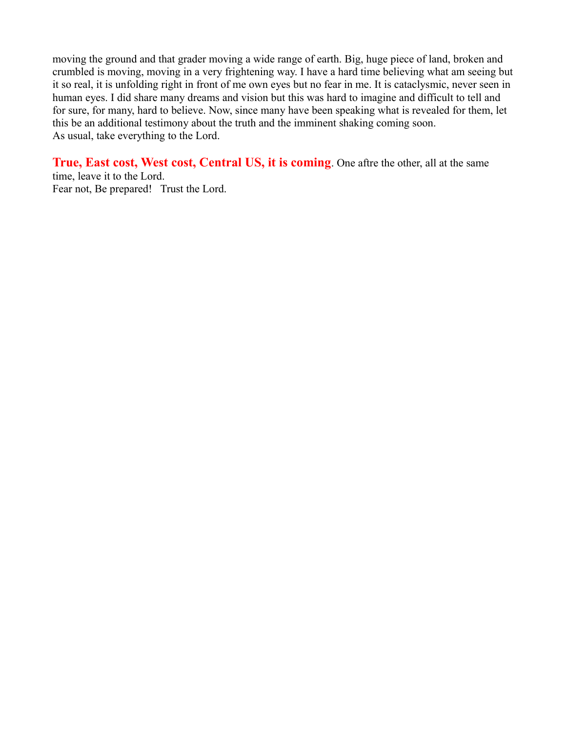moving the ground and that grader moving a wide range of earth. Big, huge piece of land, broken and crumbled is moving, moving in a very frightening way. I have a hard time believing what am seeing but it so real, it is unfolding right in front of me own eyes but no fear in me. It is cataclysmic, never seen in human eyes. I did share many dreams and vision but this was hard to imagine and difficult to tell and for sure, for many, hard to believe. Now, since many have been speaking what is revealed for them, let this be an additional testimony about the truth and the imminent shaking coming soon.
As usual, take everything to the Lord.

**True, East cost, West cost, Central US, it is coming**. One aftre the other, all at the same time, leave it to the Lord.
Fear not, Be prepared!   Trust the Lord.